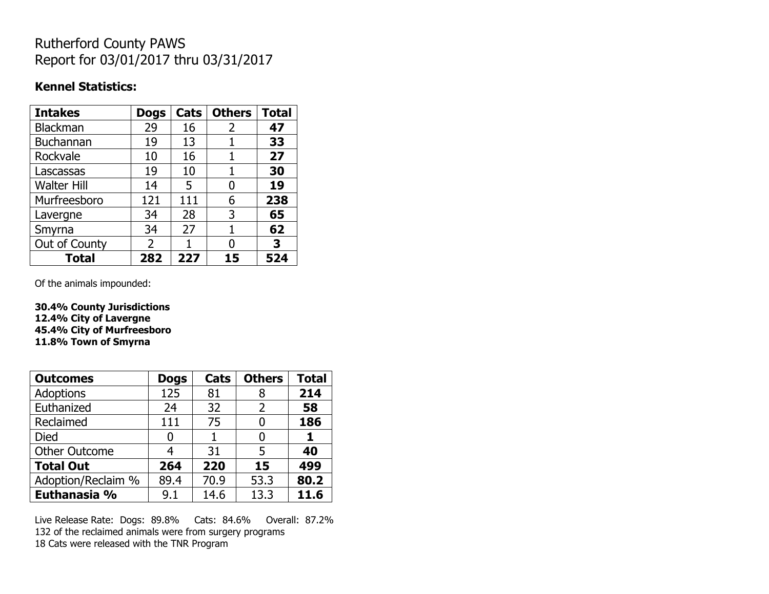Rutherford County PAWS
Report for 03/01/2017 thru 03/31/2017

**Kennel Statistics:**

| **Intakes** | **Dogs** | **Cats** | **Others** | **Total** |
|---|---|---|---|---|
| Blackman | 29 | 16 | 2 | **47** |
| Buchannan | 19 | 13 | 1 | **33** |
| Rockvale | 10 | 16 | 1 | **27** |
| Lascassas | 19 | 10 | 1 | **30** |
| Walter Hill | 14 | 5 | 0 | **19** |
| Murfreesboro | 121 | 111 | 6 | **238** |
| Lavergne | 34 | 28 | 3 | **65** |
| Smyrna | 34 | 27 | 1 | **62** |
| Out of County | 2 | 1 | 0 | **3** |
| **Total** | **282** | **227** | **15** | **524** |

Of the animals impounded:

**30.4% County Jurisdictions**
**12.4% City of Lavergne**
**45.4% City of Murfreesboro**
**11.8% Town of Smyrna**

| **Outcomes** | **Dogs** | **Cats** | **Others** | **Total** |
|---|---|---|---|---|
| Adoptions | 125 | 81 | 8 | **214** |
| Euthanized | 24 | 32 | 2 | **58** |
| Reclaimed | 111 | 75 | 0 | **186** |
| Died | 0 | 1 | 0 | **1** |
| Other Outcome | 4 | 31 | 5 | **40** |
| **Total Out** | **264** | **220** | **15** | **499** |
| Adoption/Reclaim % | 89.4 | 70.9 | 53.3 | **80.2** |
| **Euthanasia %** | 9.1 | 14.6 | 13.3 | **11.6** |

Live Release Rate: Dogs: 89.8% Cats: 84.6% Overall: 87.2%
132 of the reclaimed animals were from surgery programs
18 Cats were released with the TNR Program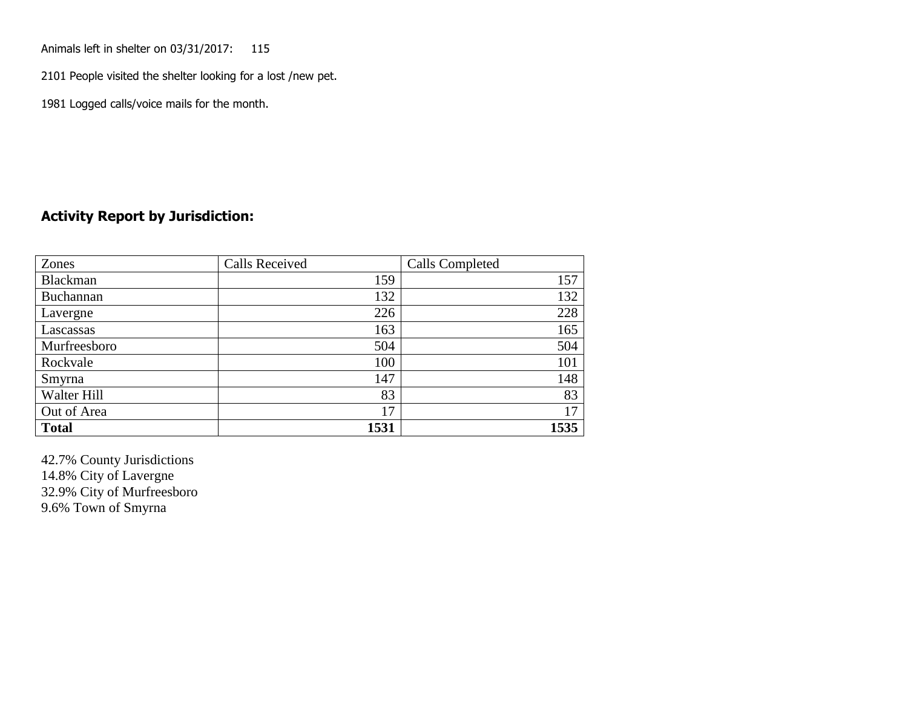Animals left in shelter on 03/31/2017: 115

2101 People visited the shelter looking for a lost /new pet.

1981 Logged calls/voice mails for the month.

## Activity Report by Jurisdiction:

| Zones | Calls Received | Calls Completed |
|---|---|---|
| Blackman | 159 | 157 |
| Buchannan | 132 | 132 |
| Lavergne | 226 | 228 |
| Lascassas | 163 | 165 |
| Murfreesboro | 504 | 504 |
| Rockvale | 100 | 101 |
| Smyrna | 147 | 148 |
| Walter Hill | 83 | 83 |
| Out of Area | 17 | 17 |
| **Total** | **1531** | **1535** |

42.7% County Jurisdictions
14.8% City of Lavergne
32.9% City of Murfreesboro
9.6% Town of Smyrna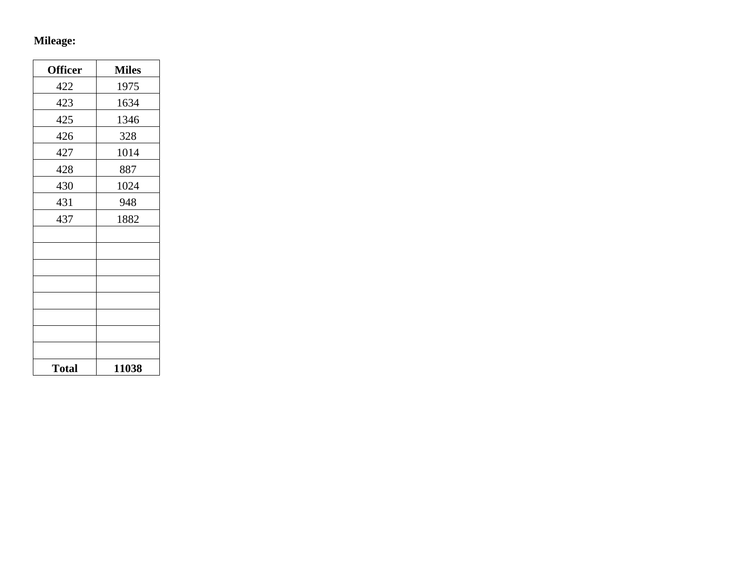**Mileage:**

| Officer | Miles |
|---|---|
| 422 | 1975 |
| 423 | 1634 |
| 425 | 1346 |
| 426 | 328 |
| 427 | 1014 |
| 428 | 887 |
| 430 | 1024 |
| 431 | 948 |
| 437 | 1882 |
| | |
| | |
| | |
| | |
| | |
| | |
| | |
| | |
| **Total** | **11038** |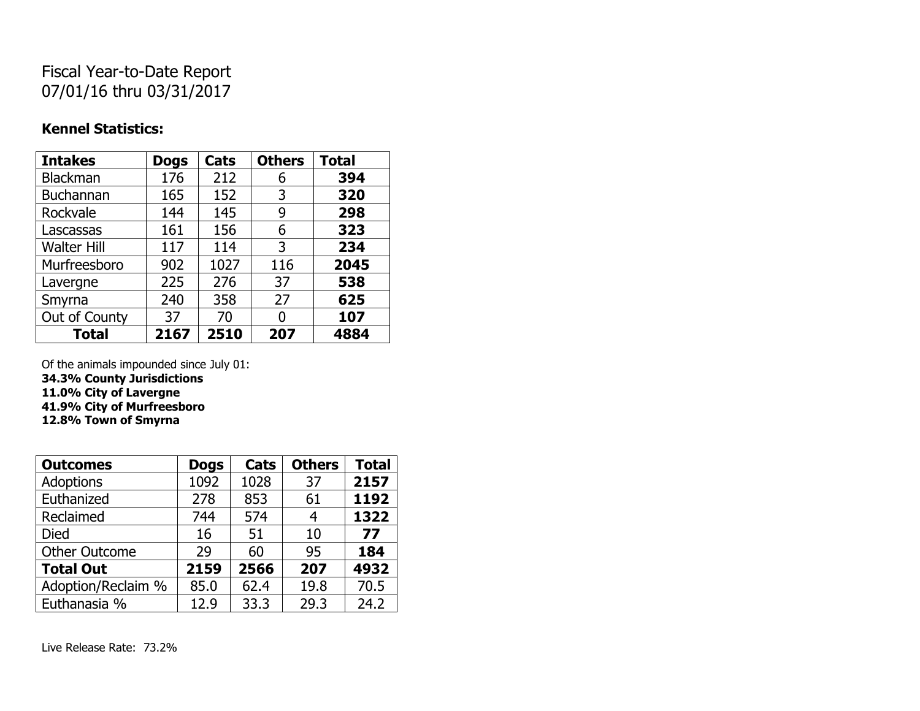Fiscal Year-to-Date Report
07/01/16 thru 03/31/2017

**Kennel Statistics:**

| **Intakes** | **Dogs** | **Cats** | **Others** | **Total** |
|---|---|---|---|---|
| Blackman | 176 | 212 | 6 | **394** |
| Buchannan | 165 | 152 | 3 | **320** |
| Rockvale | 144 | 145 | 9 | **298** |
| Lascassas | 161 | 156 | 6 | **323** |
| Walter Hill | 117 | 114 | 3 | **234** |
| Murfreesboro | 902 | 1027 | 116 | **2045** |
| Lavergne | 225 | 276 | 37 | **538** |
| Smyrna | 240 | 358 | 27 | **625** |
| Out of County | 37 | 70 | 0 | **107** |
| **Total** | **2167** | **2510** | **207** | **4884** |

Of the animals impounded since July 01:
**34.3% County Jurisdictions**
**11.0% City of Lavergne**
**41.9% City of Murfreesboro**
**12.8% Town of Smyrna**

| **Outcomes** | **Dogs** | **Cats** | **Others** | **Total** |
|---|---|---|---|---|
| Adoptions | 1092 | 1028 | 37 | **2157** |
| Euthanized | 278 | 853 | 61 | **1192** |
| Reclaimed | 744 | 574 | 4 | **1322** |
| Died | 16 | 51 | 10 | **77** |
| Other Outcome | 29 | 60 | 95 | **184** |
| **Total Out** | **2159** | **2566** | **207** | **4932** |
| Adoption/Reclaim % | 85.0 | 62.4 | 19.8 | 70.5 |
| Euthanasia % | 12.9 | 33.3 | 29.3 | 24.2 |

Live Release Rate: 73.2%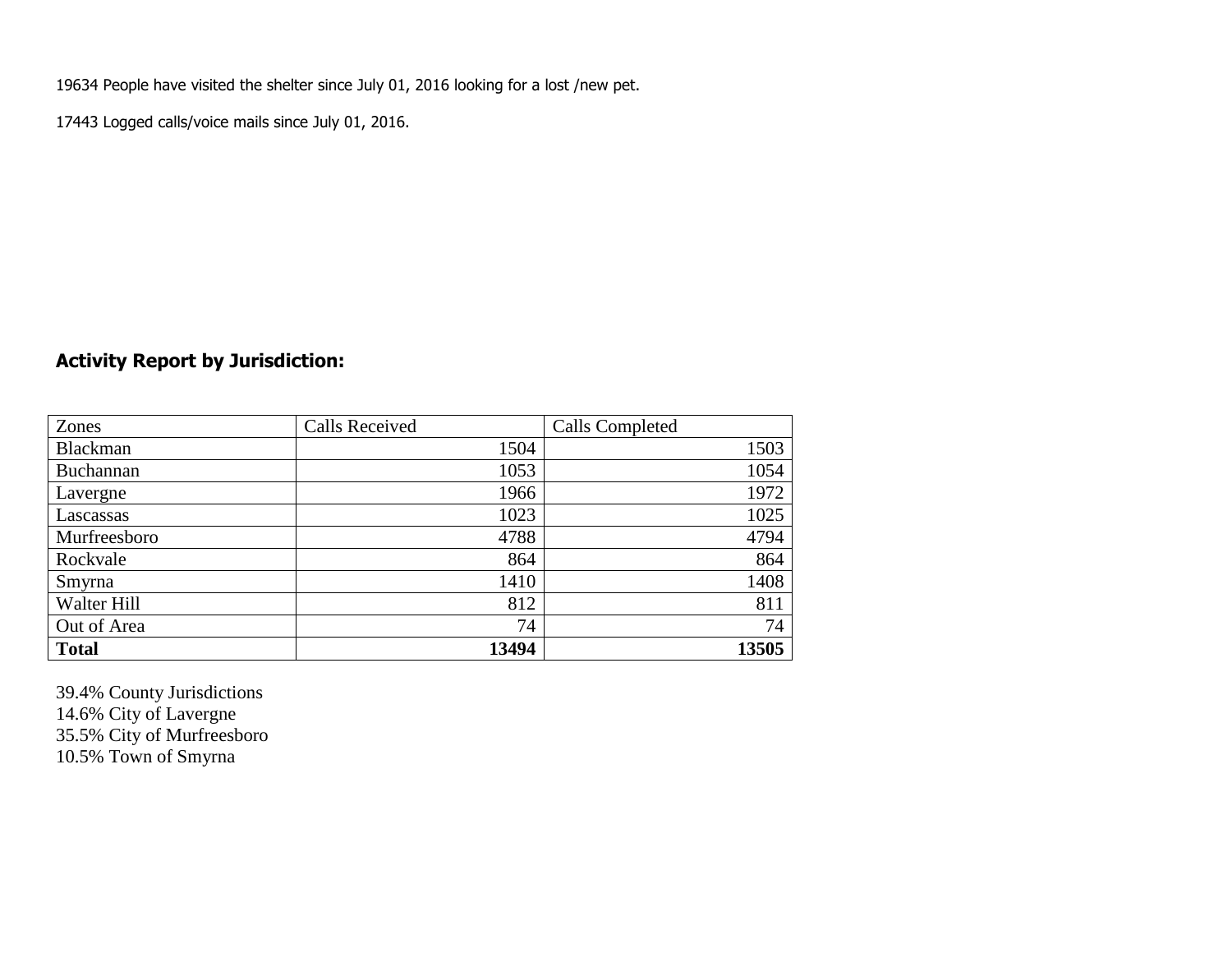19634 People have visited the shelter since July 01, 2016 looking for a lost /new pet.

17443 Logged calls/voice mails since July 01, 2016.

## Activity Report by Jurisdiction:

| Zones | Calls Received | Calls Completed |
|---|---|---|
| Blackman | 1504 | 1503 |
| Buchannan | 1053 | 1054 |
| Lavergne | 1966 | 1972 |
| Lascassas | 1023 | 1025 |
| Murfreesboro | 4788 | 4794 |
| Rockvale | 864 | 864 |
| Smyrna | 1410 | 1408 |
| Walter Hill | 812 | 811 |
| Out of Area | 74 | 74 |
| **Total** | **13494** | **13505** |

39.4% County Jurisdictions
14.6% City of Lavergne
35.5% City of Murfreesboro
10.5% Town of Smyrna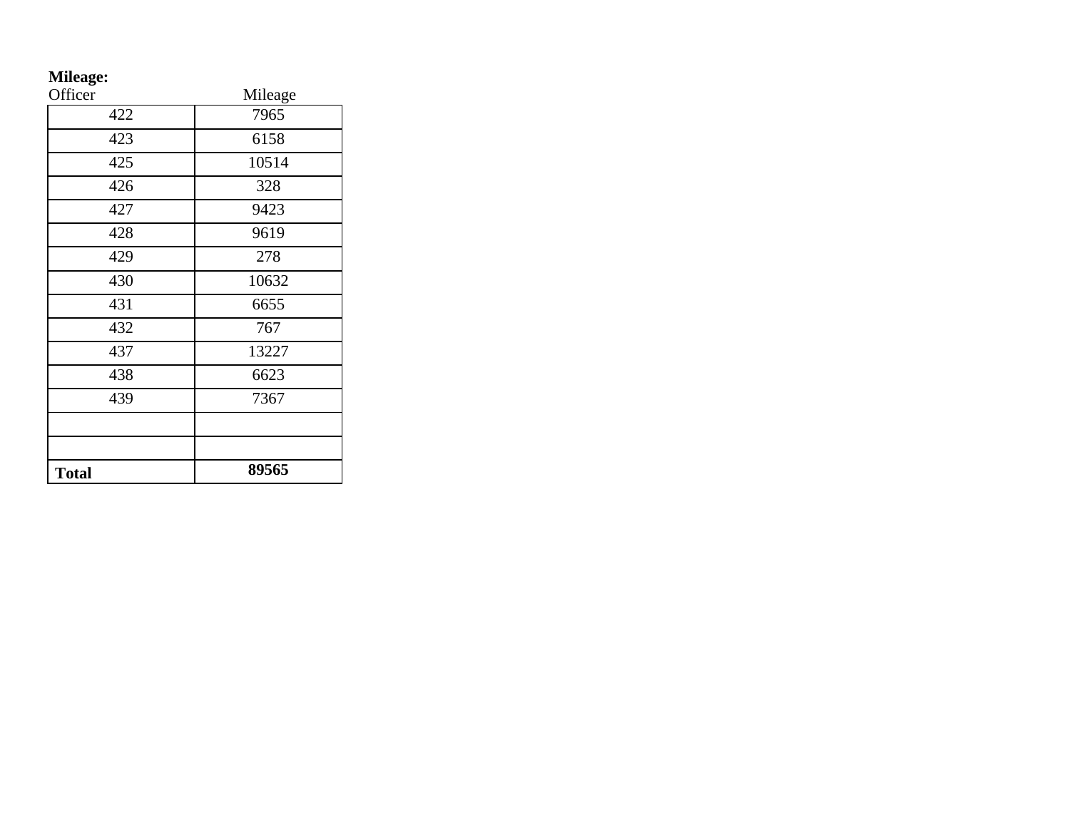**Mileage:**

| Officer | Mileage |
|---|---|
| 422 | 7965 |
| 423 | 6158 |
| 425 | 10514 |
| 426 | 328 |
| 427 | 9423 |
| 428 | 9619 |
| 429 | 278 |
| 430 | 10632 |
| 431 | 6655 |
| 432 | 767 |
| 437 | 13227 |
| 438 | 6623 |
| 439 | 7367 |
| | |
| | |
| **Total** | **89565** |